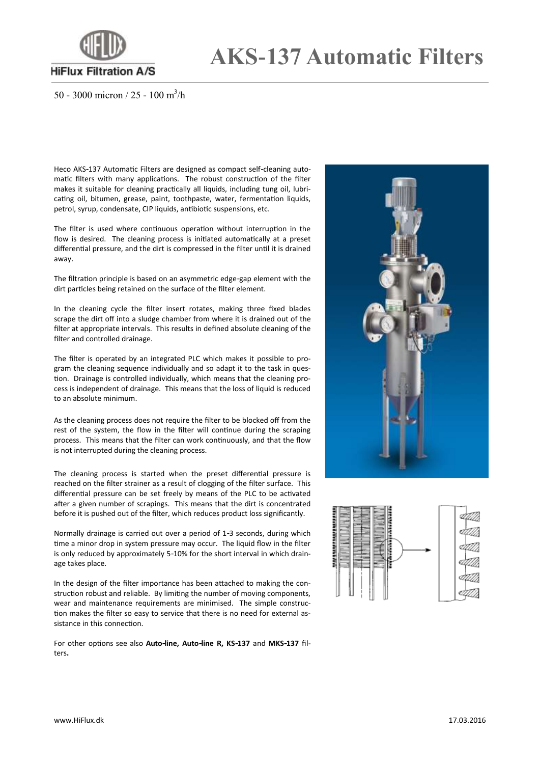HiFlux Filtration A/S

# AKS-137 Automatic Filters

50 - 3000 micron / 25 - 100 $m^3$/h

Heco AKS-137 Automatic Filters are designed as compact self-cleaning automatic filters with many applications. The robust construction of the filter makes it suitable for cleaning practically all liquids, including tung oil, lubricating oil, bitumen, grease, paint, toothpaste, water, fermentation liquids, petrol, syrup, condensate, CIP liquids, antibiotic suspensions, etc.

The filter is used where continuous operation without interruption in the flow is desired. The cleaning process is initiated automatically at a preset differential pressure, and the dirt is compressed in the filter until it is drained away.

The filtration principle is based on an asymmetric edge-gap element with the dirt particles being retained on the surface of the filter element.

In the cleaning cycle the filter insert rotates, making three fixed blades scrape the dirt off into a sludge chamber from where it is drained out of the filter at appropriate intervals. This results in defined absolute cleaning of the filter and controlled drainage.

The filter is operated by an integrated PLC which makes it possible to program the cleaning sequence individually and so adapt it to the task in question. Drainage is controlled individually, which means that the cleaning process is independent of drainage. This means that the loss of liquid is reduced to an absolute minimum.

As the cleaning process does not require the filter to be blocked off from the rest of the system, the flow in the filter will continue during the scraping process. This means that the filter can work continuously, and that the flow is not interrupted during the cleaning process.

The cleaning process is started when the preset differential pressure is reached on the filter strainer as a result of clogging of the filter surface. This differential pressure can be set freely by means of the PLC to be activated after a given number of scrapings. This means that the dirt is concentrated before it is pushed out of the filter, which reduces product loss significantly.

Normally drainage is carried out over a period of 1-3 seconds, during which time a minor drop in system pressure may occur. The liquid flow in the filter is only reduced by approximately 5-10% for the short interval in which drainage takes place.

In the design of the filter importance has been attached to making the construction robust and reliable. By limiting the number of moving components, wear and maintenance requirements are minimised. The simple construction makes the filter so easy to service that there is no need for external assistance in this connection.

For other options see also **Auto-line, Auto-line R, KS-137** and **MKS-137** filters**.**

www.HiFlux.dk

17.03.2016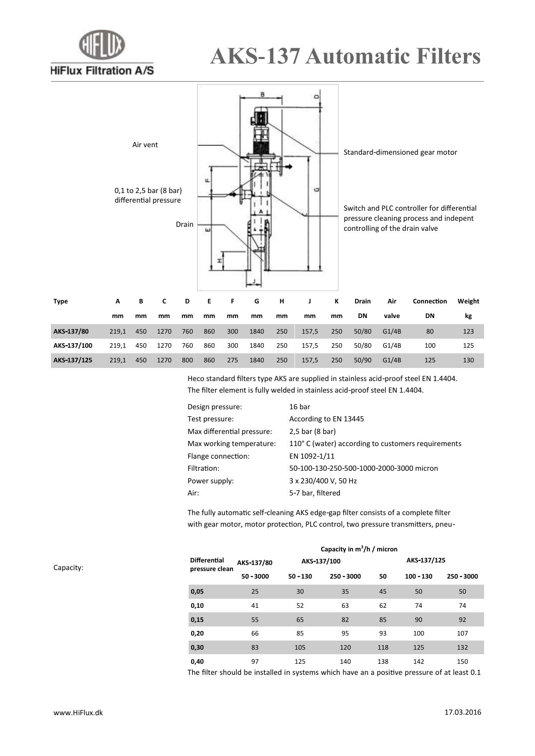# AKS-137 Automatic Filters

Air vent

0,1 to 2,5 bar (8 bar) differential pressure

Drain

Standard-dimensioned gear motor

Switch and PLC controller for differential pressure cleaning process and indepent controlling of the drain valve

| Type | A | B | C | D | E | F | G | H | J | K | Drain | Air | Connection | Weight |
|---|---|---|---|---|---|---|---|---|---|---|---|---|---|---|
| | mm | mm | mm | mm | mm | mm | mm | mm | mm | mm | DN | valve | DN | kg |
| AKS-137/80 | 219,1 | 450 | 1270 | 760 | 860 | 300 | 1840 | 250 | 157,5 | 250 | 50/80 | G1/4B | 80 | 123 |
| AKS-137/100 | 219,1 | 450 | 1270 | 760 | 860 | 300 | 1840 | 250 | 157,5 | 250 | 50/80 | G1/4B | 100 | 125 |
| AKS-137/125 | 219,1 | 450 | 1270 | 800 | 860 | 275 | 1840 | 250 | 157,5 | 250 | 50/90 | G1/4B | 125 | 130 |

Heco standard filters type AKS are supplied in stainless acid-proof steel EN 1.4404.
The filter element is fully welded in stainless acid-proof steel EN 1.4404.

| | |
|---|---|
| Design pressure: | 16 bar |
| Test pressure: | According to EN 13445 |
| Max differential pressure: | 2,5 bar (8 bar) |
| Max working temperature: | 110° C (water) according to customers requirements |
| Flange connection: | EN 1092-1/11 |
| Filtration: | 50-100-130-250-500-1000-2000-3000 micron |
| Power supply: | 3 x 230/400 V, 50 Hz |
| Air: | 5-7 bar, filtered |

The fully automatic self-cleaning AKS edge-gap filter consists of a complete filter with gear motor, motor protection, PLC control, two pressure transmitters, pneu-

Capacity:

| Differential pressure clean | Capacity in m³/h / micron | | | | | |
|---|---|---|---|---|---|---|
| | AKS-137/80 | AKS-137/100 | | AKS-137/125 | | |
| | 50 - 3000 | 50 - 130 | 250 - 3000 | 50 | 100 - 130 | 250 - 3000 |
| 0,05 | 25 | 30 | 35 | 45 | 50 | 50 |
| 0,10 | 41 | 52 | 63 | 62 | 74 | 74 |
| 0,15 | 55 | 65 | 82 | 85 | 90 | 92 |
| 0,20 | 66 | 85 | 95 | 93 | 100 | 107 |
| 0,30 | 83 | 105 | 120 | 118 | 125 | 132 |
| 0,40 | 97 | 125 | 140 | 138 | 142 | 150 |

The filter should be installed in systems which have an a positive pressure of at least 0.1

www.HiFlux.dk

17.03.2016